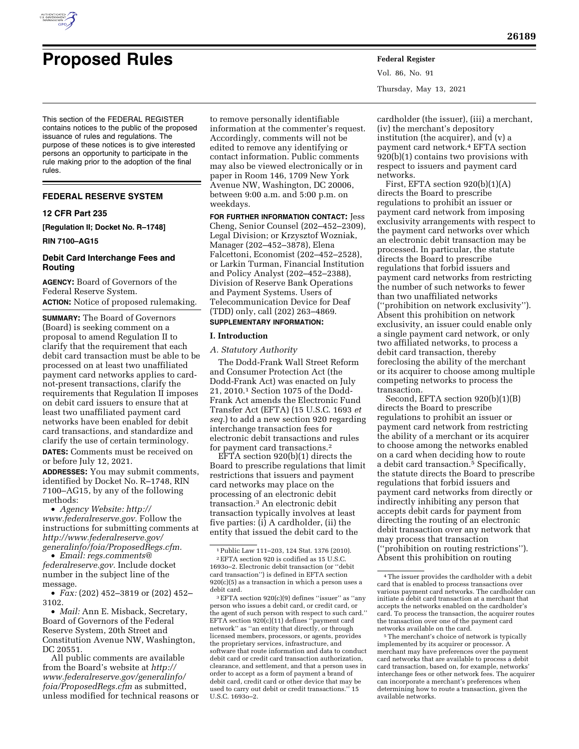# Proposed Rules

This section of the FEDERAL REGISTER contains notices to the public of the proposed issuance of rules and regulations. The purpose of these notices is to give interested persons an opportunity to participate in the rule making prior to the adoption of the final rules.

## FEDERAL RESERVE SYSTEM

### 12 CFR Part 235

**[Regulation II; Docket No. R–1748]**

**RIN 7100–AG15**

### Debit Card Interchange Fees and Routing

**AGENCY:** Board of Governors of the Federal Reserve System.

**ACTION:** Notice of proposed rulemaking.

**SUMMARY:** The Board of Governors (Board) is seeking comment on a proposal to amend Regulation II to clarify that the requirement that each debit card transaction must be able to be processed on at least two unaffiliated payment card networks applies to card-not-present transactions, clarify the requirements that Regulation II imposes on debit card issuers to ensure that at least two unaffiliated payment card networks have been enabled for debit card transactions, and standardize and clarify the use of certain terminology.

**DATES:** Comments must be received on or before July 12, 2021.

**ADDRESSES:** You may submit comments, identified by Docket No. R–1748, RIN 7100–AG15, by any of the following methods:

- *Agency Website: http://www.federalreserve.gov.* Follow the instructions for submitting comments at *http://www.federalreserve.gov/generalinfo/foia/ProposedRegs.cfm.*
- *Email: regs.comments@federalreserve.gov.* Include docket number in the subject line of the message.
- *Fax:* (202) 452–3819 or (202) 452–3102.
- *Mail:* Ann E. Misback, Secretary, Board of Governors of the Federal Reserve System, 20th Street and Constitution Avenue NW, Washington, DC 20551.

All public comments are available from the Board's website at *http://www.federalreserve.gov/generalinfo/foia/ProposedRegs.cfm* as submitted, unless modified for technical reasons or to remove personally identifiable information at the commenter's request. Accordingly, comments will not be edited to remove any identifying or contact information. Public comments may also be viewed electronically or in paper in Room 146, 1709 New York Avenue NW, Washington, DC 20006, between 9:00 a.m. and 5:00 p.m. on weekdays.

**FOR FURTHER INFORMATION CONTACT:** Jess Cheng, Senior Counsel (202–452–2309), Legal Division; or Krzysztof Wozniak, Manager (202–452–3878), Elena Falcettoni, Economist (202–452–2528), or Larkin Turman, Financial Institution and Policy Analyst (202–452–2388), Division of Reserve Bank Operations and Payment Systems. Users of Telecommunication Device for Deaf (TDD) only, call (202) 263–4869.

**SUPPLEMENTARY INFORMATION:**

## I. Introduction

### A. Statutory Authority

The Dodd-Frank Wall Street Reform and Consumer Protection Act (the Dodd-Frank Act) was enacted on July 21, 2010.[1] Section 1075 of the Dodd-Frank Act amends the Electronic Fund Transfer Act (EFTA) (15 U.S.C. 1693 *et seq.*) to add a new section 920 regarding interchange transaction fees for electronic debit transactions and rules for payment card transactions.[2]

EFTA section 920(b)(1) directs the Board to prescribe regulations that limit restrictions that issuers and payment card networks may place on the processing of an electronic debit transaction.[3] An electronic debit transaction typically involves at least five parties: (i) A cardholder, (ii) the entity that issued the debit card to the cardholder (the issuer), (iii) a merchant, (iv) the merchant's depository institution (the acquirer), and (v) a payment card network.[4] EFTA section 920(b)(1) contains two provisions with respect to issuers and payment card networks.

First, EFTA section 920(b)(1)(A) directs the Board to prescribe regulations to prohibit an issuer or payment card network from imposing exclusivity arrangements with respect to the payment card networks over which an electronic debit transaction may be processed. In particular, the statute directs the Board to prescribe regulations that forbid issuers and payment card networks from restricting the number of such networks to fewer than two unaffiliated networks (''prohibition on network exclusivity''). Absent this prohibition on network exclusivity, an issuer could enable only a single payment card network, or only two affiliated networks, to process a debit card transaction, thereby foreclosing the ability of the merchant or its acquirer to choose among multiple competing networks to process the transaction.

Second, EFTA section 920(b)(1)(B) directs the Board to prescribe regulations to prohibit an issuer or payment card network from restricting the ability of a merchant or its acquirer to choose among the networks enabled on a card when deciding how to route a debit card transaction.[5] Specifically, the statute directs the Board to prescribe regulations that forbid issuers and payment card networks from directly or indirectly inhibiting any person that accepts debit cards for payment from directing the routing of an electronic debit transaction over any network that may process that transaction (''prohibition on routing restrictions''). Absent this prohibition on routing

---

[1] Public Law 111–203, 124 Stat. 1376 (2010).

[2] EFTA section 920 is codified as 15 U.S.C. 1693o–2. Electronic debit transaction (or ''debit card transaction'') is defined in EFTA section 920(c)(5) as a transaction in which a person uses a debit card.

[3] EFTA section 920(c)(9) defines ''issuer'' as ''any person who issues a debit card, or credit card, or the agent of such person with respect to such card.'' EFTA section 920(c)(11) defines ''payment card network'' as ''an entity that directly, or through licensed members, processors, or agents, provides the proprietary services, infrastructure, and software that route information and data to conduct debit card or credit card transaction authorization, clearance, and settlement, and that a person uses in order to accept as a form of payment a brand of debit card, credit card or other device that may be used to carry out debit or credit transactions.'' 15 U.S.C. 1693o–2.

[4] The issuer provides the cardholder with a debit card that is enabled to process transactions over various payment card networks. The cardholder can initiate a debit card transaction at a merchant that accepts the networks enabled on the cardholder's card. To process the transaction, the acquirer routes the transaction over one of the payment card networks available on the card.

[5] The merchant's choice of network is typically implemented by its acquirer or processor. A merchant may have preferences over the payment card networks that are available to process a debit card transaction, based on, for example, networks' interchange fees or other network fees. The acquirer can incorporate a merchant's preferences when determining how to route a transaction, given the available networks.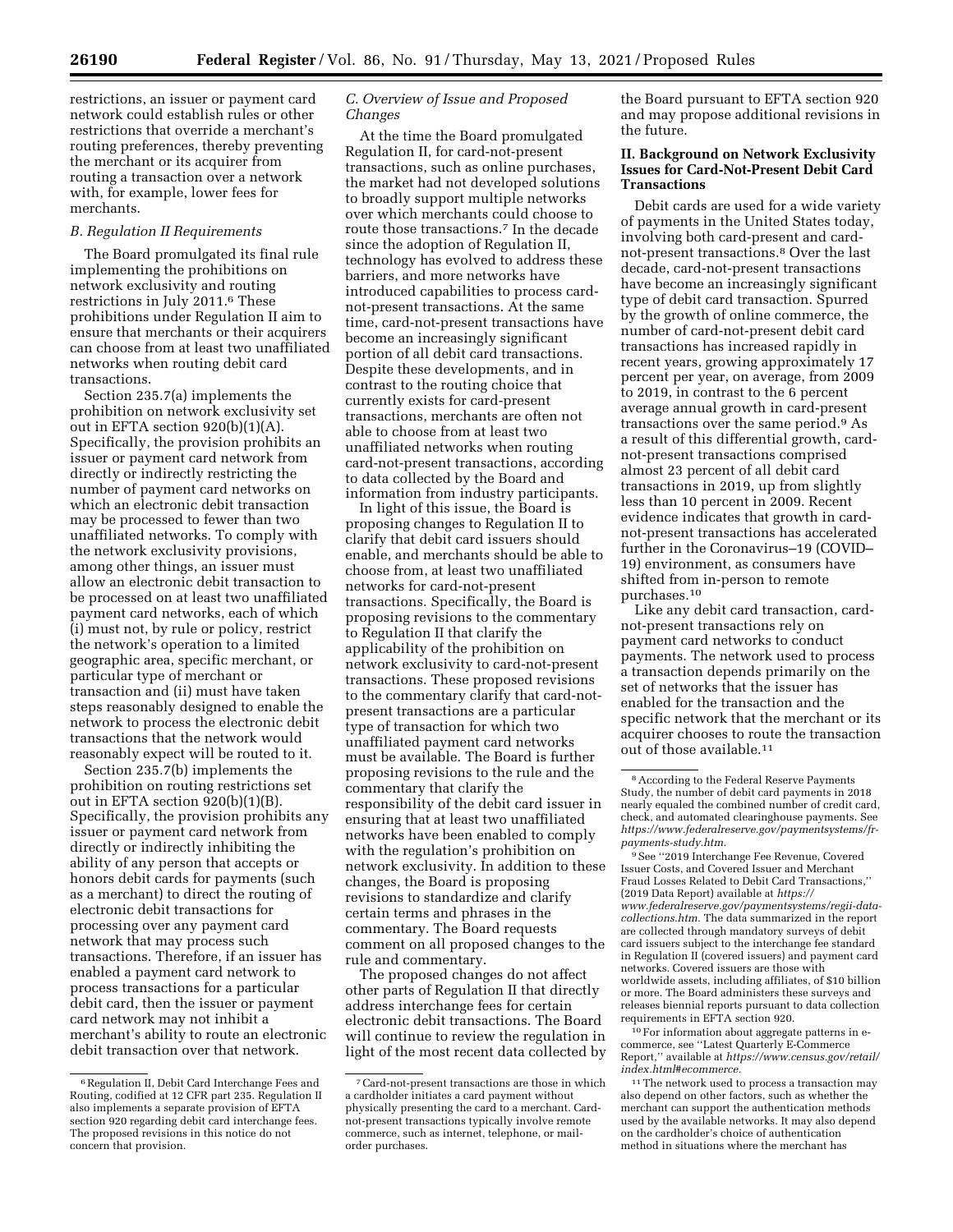restrictions, an issuer or payment card network could establish rules or other restrictions that override a merchant's routing preferences, thereby preventing the merchant or its acquirer from routing a transaction over a network with, for example, lower fees for merchants.

### *B. Regulation II Requirements*

The Board promulgated its final rule implementing the prohibitions on network exclusivity and routing restrictions in July 2011.[6] These prohibitions under Regulation II aim to ensure that merchants or their acquirers can choose from at least two unaffiliated networks when routing debit card transactions.

Section 235.7(a) implements the prohibition on network exclusivity set out in EFTA section 920(b)(1)(A). Specifically, the provision prohibits an issuer or payment card network from directly or indirectly restricting the number of payment card networks on which an electronic debit transaction may be processed to fewer than two unaffiliated networks. To comply with the network exclusivity provisions, among other things, an issuer must allow an electronic debit transaction to be processed on at least two unaffiliated payment card networks, each of which (i) must not, by rule or policy, restrict the network's operation to a limited geographic area, specific merchant, or particular type of merchant or transaction and (ii) must have taken steps reasonably designed to enable the network to process the electronic debit transactions that the network would reasonably expect will be routed to it.

Section 235.7(b) implements the prohibition on routing restrictions set out in EFTA section 920(b)(1)(B). Specifically, the provision prohibits any issuer or payment card network from directly or indirectly inhibiting the ability of any person that accepts or honors debit cards for payments (such as a merchant) to direct the routing of electronic debit transactions for processing over any payment card network that may process such transactions. Therefore, if an issuer has enabled a payment card network to process transactions for a particular debit card, then the issuer or payment card network may not inhibit a merchant's ability to route an electronic debit transaction over that network.

### *C. Overview of Issue and Proposed Changes*

At the time the Board promulgated Regulation II, for card-not-present transactions, such as online purchases, the market had not developed solutions to broadly support multiple networks over which merchants could choose to route those transactions.[7] In the decade since the adoption of Regulation II, technology has evolved to address these barriers, and more networks have introduced capabilities to process card-not-present transactions. At the same time, card-not-present transactions have become an increasingly significant portion of all debit card transactions. Despite these developments, and in contrast to the routing choice that currently exists for card-present transactions, merchants are often not able to choose from at least two unaffiliated networks when routing card-not-present transactions, according to data collected by the Board and information from industry participants.

In light of this issue, the Board is proposing changes to Regulation II to clarify that debit card issuers should enable, and merchants should be able to choose from, at least two unaffiliated networks for card-not-present transactions. Specifically, the Board is proposing revisions to the commentary to Regulation II that clarify the applicability of the prohibition on network exclusivity to card-not-present transactions. These proposed revisions to the commentary clarify that card-not-present transactions are a particular type of transaction for which two unaffiliated payment card networks must be available. The Board is further proposing revisions to the rule and the commentary that clarify the responsibility of the debit card issuer in ensuring that at least two unaffiliated networks have been enabled to comply with the regulation's prohibition on network exclusivity. In addition to these changes, the Board is proposing revisions to standardize and clarify certain terms and phrases in the commentary. The Board requests comment on all proposed changes to the rule and commentary.

The proposed changes do not affect other parts of Regulation II that directly address interchange fees for certain electronic debit transactions. The Board will continue to review the regulation in light of the most recent data collected by the Board pursuant to EFTA section 920 and may propose additional revisions in the future.

## II. Background on Network Exclusivity Issues for Card-Not-Present Debit Card Transactions

Debit cards are used for a wide variety of payments in the United States today, involving both card-present and card-not-present transactions.[8] Over the last decade, card-not-present transactions have become an increasingly significant type of debit card transaction. Spurred by the growth of online commerce, the number of card-not-present debit card transactions has increased rapidly in recent years, growing approximately 17 percent per year, on average, from 2009 to 2019, in contrast to the 6 percent average annual growth in card-present transactions over the same period.[9] As a result of this differential growth, card-not-present transactions comprised almost 23 percent of all debit card transactions in 2019, up from slightly less than 10 percent in 2009. Recent evidence indicates that growth in card-not-present transactions has accelerated further in the Coronavirus–19 (COVID–19) environment, as consumers have shifted from in-person to remote purchases.[10]

Like any debit card transaction, card-not-present transactions rely on payment card networks to conduct payments. The network used to process a transaction depends primarily on the set of networks that the issuer has enabled for the transaction and the specific network that the merchant or its acquirer chooses to route the transaction out of those available.[11]

---

[6] Regulation II, Debit Card Interchange Fees and Routing, codified at 12 CFR part 235. Regulation II also implements a separate provision of EFTA section 920 regarding debit card interchange fees. The proposed revisions in this notice do not concern that provision.

[7] Card-not-present transactions are those in which a cardholder initiates a card payment without physically presenting the card to a merchant. Card-not-present transactions typically involve remote commerce, such as internet, telephone, or mail-order purchases.

[8] According to the Federal Reserve Payments Study, the number of debit card payments in 2018 nearly equaled the combined number of credit card, check, and automated clearinghouse payments. See *https://www.federalreserve.gov/paymentsystems/fr-payments-study.htm.*

[9] See "2019 Interchange Fee Revenue, Covered Issuer Costs, and Covered Issuer and Merchant Fraud Losses Related to Debit Card Transactions," (2019 Data Report) available at *https://www.federalreserve.gov/paymentsystems/regii-data-collections.htm.* The data summarized in the report are collected through mandatory surveys of debit card issuers subject to the interchange fee standard in Regulation II (covered issuers) and payment card networks. Covered issuers are those with worldwide assets, including affiliates, of $10 billion or more. The Board administers these surveys and releases biennial reports pursuant to data collection requirements in EFTA section 920.

[10] For information about aggregate patterns in e-commerce, see "Latest Quarterly E-Commerce Report," available at *https://www.census.gov/retail/index.html#ecommerce.*

[11] The network used to process a transaction may also depend on other factors, such as whether the merchant can support the authentication methods used by the available networks. It may also depend on the cardholder's choice of authentication method in situations where the merchant has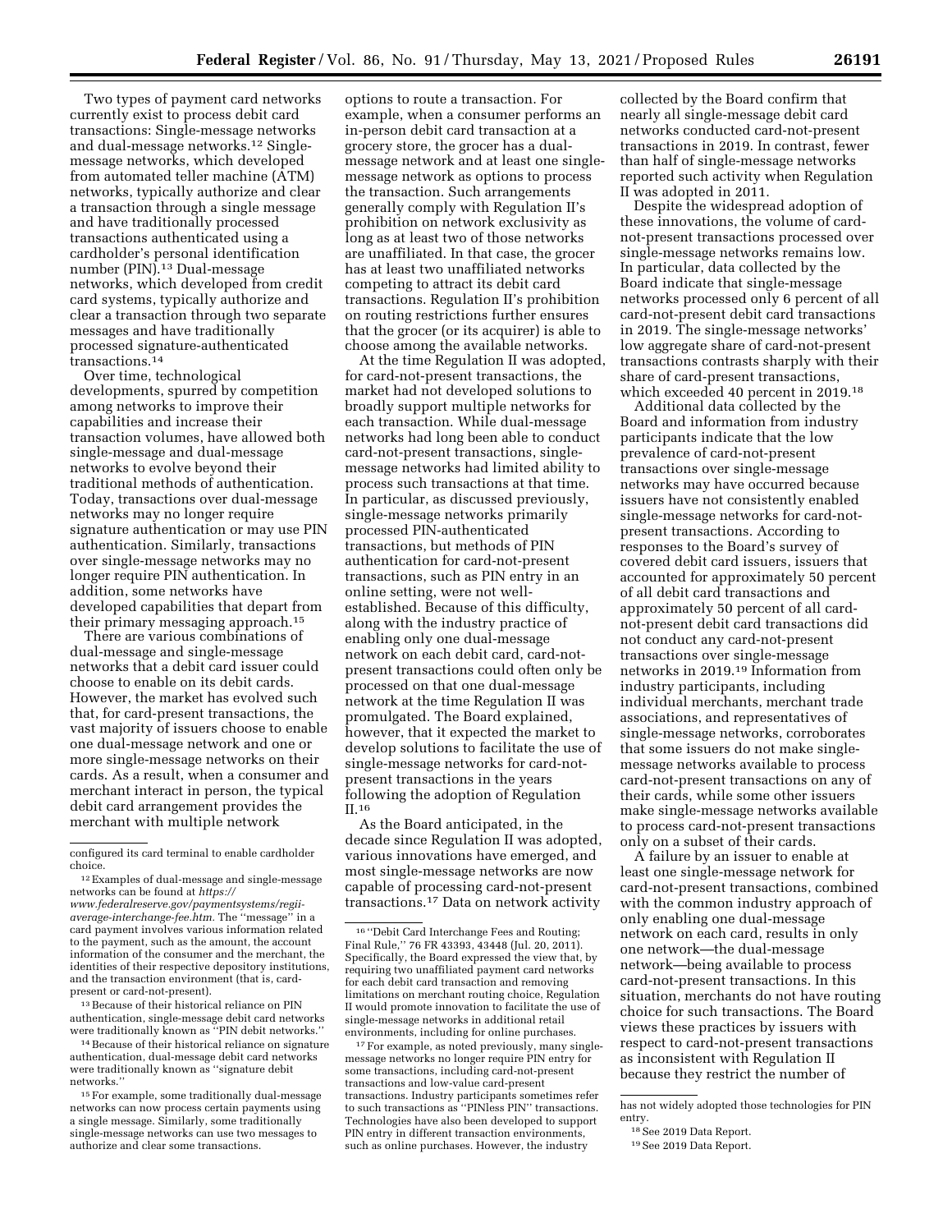Two types of payment card networks currently exist to process debit card transactions: Single-message networks and dual-message networks.[12] Single-message networks, which developed from automated teller machine (ATM) networks, typically authorize and clear a transaction through a single message and have traditionally processed transactions authenticated using a cardholder's personal identification number (PIN).[13] Dual-message networks, which developed from credit card systems, typically authorize and clear a transaction through two separate messages and have traditionally processed signature-authenticated transactions.[14]

Over time, technological developments, spurred by competition among networks to improve their capabilities and increase their transaction volumes, have allowed both single-message and dual-message networks to evolve beyond their traditional methods of authentication. Today, transactions over dual-message networks may no longer require signature authentication or may use PIN authentication. Similarly, transactions over single-message networks may no longer require PIN authentication. In addition, some networks have developed capabilities that depart from their primary messaging approach.[15]

There are various combinations of dual-message and single-message networks that a debit card issuer could choose to enable on its debit cards. However, the market has evolved such that, for card-present transactions, the vast majority of issuers choose to enable one dual-message network and one or more single-message networks on their cards. As a result, when a consumer and merchant interact in person, the typical debit card arrangement provides the merchant with multiple network options to route a transaction. For example, when a consumer performs an in-person debit card transaction at a grocery store, the grocer has a dual-message network and at least one single-message network as options to process the transaction. Such arrangements generally comply with Regulation II's prohibition on network exclusivity as long as at least two of those networks are unaffiliated. In that case, the grocer has at least two unaffiliated networks competing to attract its debit card transactions. Regulation II's prohibition on routing restrictions further ensures that the grocer (or its acquirer) is able to choose among the available networks.

At the time Regulation II was adopted, for card-not-present transactions, the market had not developed solutions to broadly support multiple networks for each transaction. While dual-message networks had long been able to conduct card-not-present transactions, single-message networks had limited ability to process such transactions at that time. In particular, as discussed previously, single-message networks primarily processed PIN-authenticated transactions, but methods of PIN authentication for card-not-present transactions, such as PIN entry in an online setting, were not well-established. Because of this difficulty, along with the industry practice of enabling only one dual-message network on each debit card, card-not-present transactions could often only be processed on that one dual-message network at the time Regulation II was promulgated. The Board explained, however, that it expected the market to develop solutions to facilitate the use of single-message networks for card-not-present transactions in the years following the adoption of Regulation II.[16]

As the Board anticipated, in the decade since Regulation II was adopted, various innovations have emerged, and most single-message networks are now capable of processing card-not-present transactions.[17] Data on network activity collected by the Board confirm that nearly all single-message debit card networks conducted card-not-present transactions in 2019. In contrast, fewer than half of single-message networks reported such activity when Regulation II was adopted in 2011.

Despite the widespread adoption of these innovations, the volume of card-not-present transactions processed over single-message networks remains low. In particular, data collected by the Board indicate that single-message networks processed only 6 percent of all card-not-present debit card transactions in 2019. The single-message networks' low aggregate share of card-not-present transactions contrasts sharply with their share of card-present transactions, which exceeded 40 percent in 2019.[18]

Additional data collected by the Board and information from industry participants indicate that the low prevalence of card-not-present transactions over single-message networks may have occurred because issuers have not consistently enabled single-message networks for card-not-present transactions. According to responses to the Board's survey of covered debit card issuers, issuers that accounted for approximately 50 percent of all debit card transactions and approximately 50 percent of all card-not-present debit card transactions did not conduct any card-not-present transactions over single-message networks in 2019.[19] Information from industry participants, including individual merchants, merchant trade associations, and representatives of single-message networks, corroborates that some issuers do not make single-message networks available to process card-not-present transactions on any of their cards, while some other issuers make single-message networks available to process card-not-present transactions only on a subset of their cards.

A failure by an issuer to enable at least one single-message network for card-not-present transactions, combined with the common industry approach of only enabling one dual-message network on each card, results in only one network—the dual-message network—being available to process card-not-present transactions. In this situation, merchants do not have routing choice for such transactions. The Board views these practices by issuers with respect to card-not-present transactions as inconsistent with Regulation II because they restrict the number of

---

configured its card terminal to enable cardholder choice.

[12] Examples of dual-message and single-message networks can be found at *https://www.federalreserve.gov/paymentsystems/regii-average-interchange-fee.htm.* The "message" in a card payment involves various information related to the payment, such as the amount, the account information of the consumer and the merchant, the identities of their respective depository institutions, and the transaction environment (that is, card-present or card-not-present).

[13] Because of their historical reliance on PIN authentication, single-message debit card networks were traditionally known as "PIN debit networks."

[14] Because of their historical reliance on signature authentication, dual-message debit card networks were traditionally known as "signature debit networks."

[15] For example, some traditionally dual-message networks can now process certain payments using a single message. Similarly, some traditionally single-message networks can use two messages to authorize and clear some transactions.

[16] "Debit Card Interchange Fees and Routing; Final Rule," 76 FR 43393, 43448 (Jul. 20, 2011). Specifically, the Board expressed the view that, by requiring two unaffiliated payment card networks for each debit card transaction and removing limitations on merchant routing choice, Regulation II would promote innovation to facilitate the use of single-message networks in additional retail environments, including for online purchases.

[17] For example, as noted previously, many single-message networks no longer require PIN entry for some transactions, including card-not-present transactions and low-value card-present transactions. Industry participants sometimes refer to such transactions as "PINless PIN" transactions. Technologies have also been developed to support PIN entry in different transaction environments, such as online purchases. However, the industry has not widely adopted those technologies for PIN entry.

[18] See 2019 Data Report.

[19] See 2019 Data Report.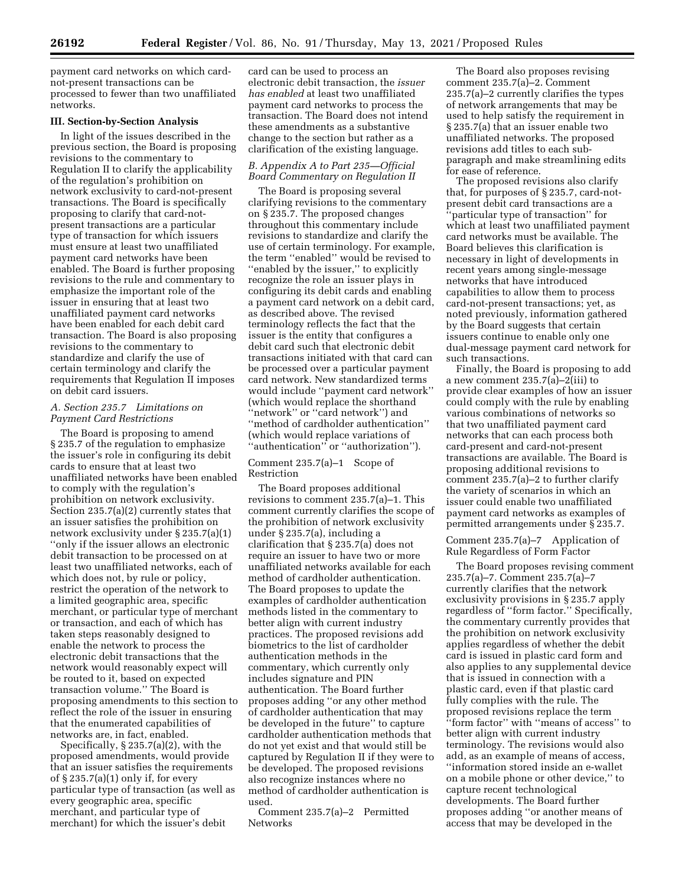payment card networks on which card-not-present transactions can be processed to fewer than two unaffiliated networks.

## III. Section-by-Section Analysis

In light of the issues described in the previous section, the Board is proposing revisions to the commentary to Regulation II to clarify the applicability of the regulation's prohibition on network exclusivity to card-not-present transactions. The Board is specifically proposing to clarify that card-not-present transactions are a particular type of transaction for which issuers must ensure at least two unaffiliated payment card networks have been enabled. The Board is further proposing revisions to the rule and commentary to emphasize the important role of the issuer in ensuring that at least two unaffiliated payment card networks have been enabled for each debit card transaction. The Board is also proposing revisions to the commentary to standardize and clarify the use of certain terminology and clarify the requirements that Regulation II imposes on debit card issuers.

### *A. Section 235.7 Limitations on Payment Card Restrictions*

The Board is proposing to amend § 235.7 of the regulation to emphasize the issuer's role in configuring its debit cards to ensure that at least two unaffiliated networks have been enabled to comply with the regulation's prohibition on network exclusivity. Section 235.7(a)(2) currently states that an issuer satisfies the prohibition on network exclusivity under § 235.7(a)(1) "only if the issuer allows an electronic debit transaction to be processed on at least two unaffiliated networks, each of which does not, by rule or policy, restrict the operation of the network to a limited geographic area, specific merchant, or particular type of merchant or transaction, and each of which has taken steps reasonably designed to enable the network to process the electronic debit transactions that the network would reasonably expect will be routed to it, based on expected transaction volume." The Board is proposing amendments to this section to reflect the role of the issuer in ensuring that the enumerated capabilities of networks are, in fact, enabled.

Specifically, § 235.7(a)(2), with the proposed amendments, would provide that an issuer satisfies the requirements of § 235.7(a)(1) only if, for every particular type of transaction (as well as every geographic area, specific merchant, and particular type of merchant) for which the issuer's debit card can be used to process an electronic debit transaction, the *issuer has enabled* at least two unaffiliated payment card networks to process the transaction. The Board does not intend these amendments as a substantive change to the section but rather as a clarification of the existing language.

### *B. Appendix A to Part 235—Official Board Commentary on Regulation II*

The Board is proposing several clarifying revisions to the commentary on § 235.7. The proposed changes throughout this commentary include revisions to standardize and clarify the use of certain terminology. For example, the term "enabled" would be revised to "enabled by the issuer," to explicitly recognize the role an issuer plays in configuring its debit cards and enabling a payment card network on a debit card, as described above. The revised terminology reflects the fact that the issuer is the entity that configures a debit card such that electronic debit transactions initiated with that card can be processed over a particular payment card network. New standardized terms would include "payment card network" (which would replace the shorthand "network" or "card network") and "method of cardholder authentication" (which would replace variations of "authentication" or "authorization").

Comment 235.7(a)–1 Scope of Restriction

The Board proposes additional revisions to comment 235.7(a)–1. This comment currently clarifies the scope of the prohibition of network exclusivity under § 235.7(a), including a clarification that § 235.7(a) does not require an issuer to have two or more unaffiliated networks available for each method of cardholder authentication. The Board proposes to update the examples of cardholder authentication methods listed in the commentary to better align with current industry practices. The proposed revisions add biometrics to the list of cardholder authentication methods in the commentary, which currently only includes signature and PIN authentication. The Board further proposes adding "or any other method of cardholder authentication that may be developed in the future" to capture cardholder authentication methods that do not yet exist and that would still be captured by Regulation II if they were to be developed. The proposed revisions also recognize instances where no method of cardholder authentication is used.

Comment 235.7(a)–2 Permitted Networks

The Board also proposes revising comment 235.7(a)–2. Comment 235.7(a)–2 currently clarifies the types of network arrangements that may be used to help satisfy the requirement in § 235.7(a) that an issuer enable two unaffiliated networks. The proposed revisions add titles to each sub-paragraph and make streamlining edits for ease of reference.

The proposed revisions also clarify that, for purposes of § 235.7, card-not-present debit card transactions are a "particular type of transaction" for which at least two unaffiliated payment card networks must be available. The Board believes this clarification is necessary in light of developments in recent years among single-message networks that have introduced capabilities to allow them to process card-not-present transactions; yet, as noted previously, information gathered by the Board suggests that certain issuers continue to enable only one dual-message payment card network for such transactions.

Finally, the Board is proposing to add a new comment 235.7(a)–2(iii) to provide clear examples of how an issuer could comply with the rule by enabling various combinations of networks so that two unaffiliated payment card networks that can each process both card-present and card-not-present transactions are available. The Board is proposing additional revisions to comment 235.7(a)–2 to further clarify the variety of scenarios in which an issuer could enable two unaffiliated payment card networks as examples of permitted arrangements under § 235.7.

Comment 235.7(a)–7 Application of Rule Regardless of Form Factor

The Board proposes revising comment 235.7(a)–7. Comment 235.7(a)–7 currently clarifies that the network exclusivity provisions in § 235.7 apply regardless of "form factor." Specifically, the commentary currently provides that the prohibition on network exclusivity applies regardless of whether the debit card is issued in plastic card form and also applies to any supplemental device that is issued in connection with a plastic card, even if that plastic card fully complies with the rule. The proposed revisions replace the term "form factor" with "means of access" to better align with current industry terminology. The revisions would also add, as an example of means of access, "information stored inside an e-wallet on a mobile phone or other device," to capture recent technological developments. The Board further proposes adding "or another means of access that may be developed in the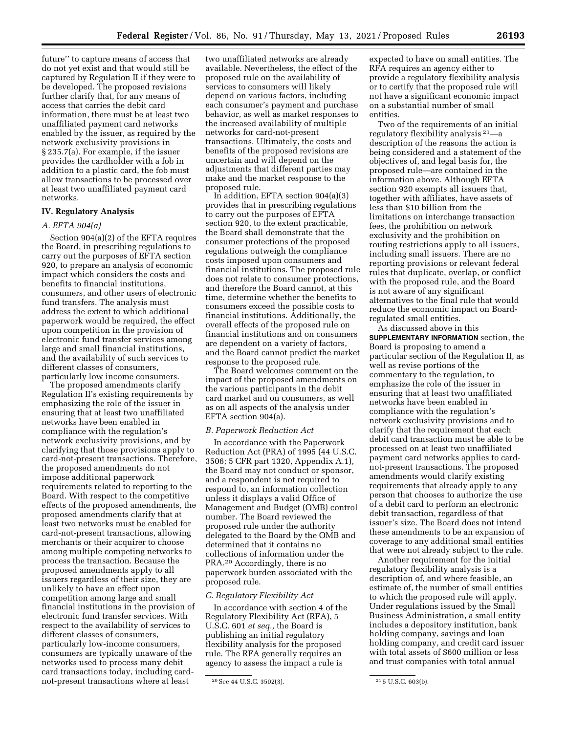future'' to capture means of access that do not yet exist and that would still be captured by Regulation II if they were to be developed. The proposed revisions further clarify that, for any means of access that carries the debit card information, there must be at least two unaffiliated payment card networks enabled by the issuer, as required by the network exclusivity provisions in § 235.7(a). For example, if the issuer provides the cardholder with a fob in addition to a plastic card, the fob must allow transactions to be processed over at least two unaffiliated payment card networks.

## IV. Regulatory Analysis

### A. EFTA 904(a)

Section 904(a)(2) of the EFTA requires the Board, in prescribing regulations to carry out the purposes of EFTA section 920, to prepare an analysis of economic impact which considers the costs and benefits to financial institutions, consumers, and other users of electronic fund transfers. The analysis must address the extent to which additional paperwork would be required, the effect upon competition in the provision of electronic fund transfer services among large and small financial institutions, and the availability of such services to different classes of consumers, particularly low income consumers.

The proposed amendments clarify Regulation II's existing requirements by emphasizing the role of the issuer in ensuring that at least two unaffiliated networks have been enabled in compliance with the regulation's network exclusivity provisions, and by clarifying that those provisions apply to card-not-present transactions. Therefore, the proposed amendments do not impose additional paperwork requirements related to reporting to the Board. With respect to the competitive effects of the proposed amendments, the proposed amendments clarify that at least two networks must be enabled for card-not-present transactions, allowing merchants or their acquirer to choose among multiple competing networks to process the transaction. Because the proposed amendments apply to all issuers regardless of their size, they are unlikely to have an effect upon competition among large and small financial institutions in the provision of electronic fund transfer services. With respect to the availability of services to different classes of consumers, particularly low-income consumers, consumers are typically unaware of the networks used to process many debit card transactions today, including card-not-present transactions where at least two unaffiliated networks are already available. Nevertheless, the effect of the proposed rule on the availability of services to consumers will likely depend on various factors, including each consumer's payment and purchase behavior, as well as market responses to the increased availability of multiple networks for card-not-present transactions. Ultimately, the costs and benefits of the proposed revisions are uncertain and will depend on the adjustments that different parties may make and the market response to the proposed rule.

In addition, EFTA section 904(a)(3) provides that in prescribing regulations to carry out the purposes of EFTA section 920, to the extent practicable, the Board shall demonstrate that the consumer protections of the proposed regulations outweigh the compliance costs imposed upon consumers and financial institutions. The proposed rule does not relate to consumer protections, and therefore the Board cannot, at this time, determine whether the benefits to consumers exceed the possible costs to financial institutions. Additionally, the overall effects of the proposed rule on financial institutions and on consumers are dependent on a variety of factors, and the Board cannot predict the market response to the proposed rule.

The Board welcomes comment on the impact of the proposed amendments on the various participants in the debit card market and on consumers, as well as on all aspects of the analysis under EFTA section 904(a).

### B. Paperwork Reduction Act

In accordance with the Paperwork Reduction Act (PRA) of 1995 (44 U.S.C. 3506; 5 CFR part 1320, Appendix A.1), the Board may not conduct or sponsor, and a respondent is not required to respond to, an information collection unless it displays a valid Office of Management and Budget (OMB) control number. The Board reviewed the proposed rule under the authority delegated to the Board by the OMB and determined that it contains no collections of information under the PRA.[20] Accordingly, there is no paperwork burden associated with the proposed rule.

### C. Regulatory Flexibility Act

In accordance with section 4 of the Regulatory Flexibility Act (RFA), 5 U.S.C. 601 *et seq.*, the Board is publishing an initial regulatory flexibility analysis for the proposed rule. The RFA generally requires an agency to assess the impact a rule is expected to have on small entities. The RFA requires an agency either to provide a regulatory flexibility analysis or to certify that the proposed rule will not have a significant economic impact on a substantial number of small entities.

Two of the requirements of an initial regulatory flexibility analysis[21]—a description of the reasons the action is being considered and a statement of the objectives of, and legal basis for, the proposed rule—are contained in the information above. Although EFTA section 920 exempts all issuers that, together with affiliates, have assets of less than $10 billion from the limitations on interchange transaction fees, the prohibition on network exclusivity and the prohibition on routing restrictions apply to all issuers, including small issuers. There are no reporting provisions or relevant federal rules that duplicate, overlap, or conflict with the proposed rule, and the Board is not aware of any significant alternatives to the final rule that would reduce the economic impact on Board-regulated small entities.

As discussed above in this **SUPPLEMENTARY INFORMATION** section, the Board is proposing to amend a particular section of the Regulation II, as well as revise portions of the commentary to the regulation, to emphasize the role of the issuer in ensuring that at least two unaffiliated networks have been enabled in compliance with the regulation's network exclusivity provisions and to clarify that the requirement that each debit card transaction must be able to be processed on at least two unaffiliated payment card networks applies to card-not-present transactions. The proposed amendments would clarify existing requirements that already apply to any person that chooses to authorize the use of a debit card to perform an electronic debit transaction, regardless of that issuer's size. The Board does not intend these amendments to be an expansion of coverage to any additional small entities that were not already subject to the rule.

Another requirement for the initial regulatory flexibility analysis is a description of, and where feasible, an estimate of, the number of small entities to which the proposed rule will apply. Under regulations issued by the Small Business Administration, a small entity includes a depository institution, bank holding company, savings and loan holding company, and credit card issuer with total assets of $600 million or less and trust companies with total annual

---

[20] See 44 U.S.C. 3502(3).

[21] 5 U.S.C. 603(b).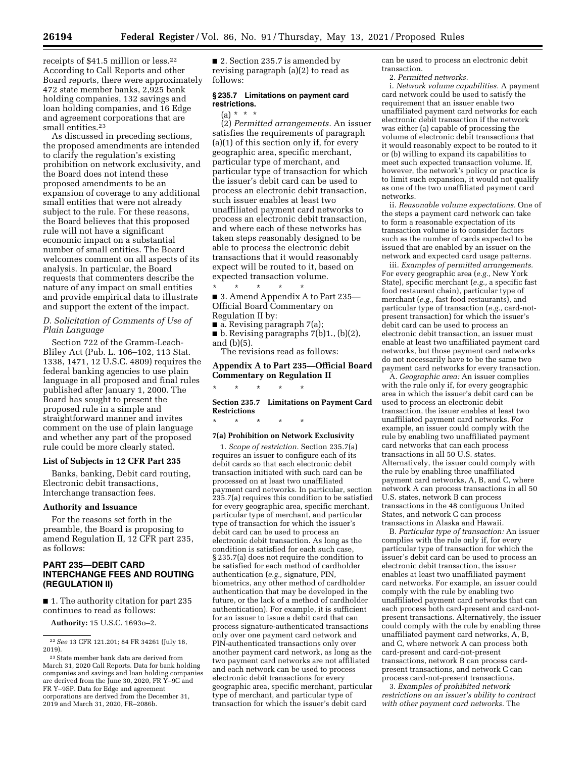receipts of $41.5 million or less.[22] According to Call Reports and other Board reports, there were approximately 472 state member banks, 2,925 bank holding companies, 132 savings and loan holding companies, and 16 Edge and agreement corporations that are small entities.[23]

As discussed in preceding sections, the proposed amendments are intended to clarify the regulation's existing prohibition on network exclusivity, and the Board does not intend these proposed amendments to be an expansion of coverage to any additional small entities that were not already subject to the rule. For these reasons, the Board believes that this proposed rule will not have a significant economic impact on a substantial number of small entities. The Board welcomes comment on all aspects of its analysis. In particular, the Board requests that commenters describe the nature of any impact on small entities and provide empirical data to illustrate and support the extent of the impact.

### D. Solicitation of Comments of Use of Plain Language

Section 722 of the Gramm-Leach-Bliley Act (Pub. L. 106–102, 113 Stat. 1338, 1471, 12 U.S.C. 4809) requires the federal banking agencies to use plain language in all proposed and final rules published after January 1, 2000. The Board has sought to present the proposed rule in a simple and straightforward manner and invites comment on the use of plain language and whether any part of the proposed rule could be more clearly stated.

### List of Subjects in 12 CFR Part 235

Banks, banking, Debit card routing, Electronic debit transactions, Interchange transaction fees.

### Authority and Issuance

For the reasons set forth in the preamble, the Board is proposing to amend Regulation II, 12 CFR part 235, as follows:

## PART 235—DEBIT CARD INTERCHANGE FEES AND ROUTING (REGULATION II)

■ 1. The authority citation for part 235 continues to read as follows:

**Authority:** 15 U.S.C. 1693o–2.

■ 2. Section 235.7 is amended by revising paragraph (a)(2) to read as follows:

#### § 235.7 Limitations on payment card restrictions.

(a) * * *

(2) *Permitted arrangements.* An issuer satisfies the requirements of paragraph (a)(1) of this section only if, for every geographic area, specific merchant, particular type of merchant, and particular type of transaction for which the issuer's debit card can be used to process an electronic debit transaction, such issuer enables at least two unaffiliated payment card networks to process an electronic debit transaction, and where each of these networks has taken steps reasonably designed to be able to process the electronic debit transactions that it would reasonably expect will be routed to it, based on expected transaction volume.

\* \* \* \* \*

■ 3. Amend Appendix A to Part 235—Official Board Commentary on Regulation II by:

■ a. Revising paragraph 7(a);

■ b. Revising paragraphs 7(b)1., (b)(2), and (b)(5).

The revisions read as follows:

## Appendix A to Part 235—Official Board Commentary on Regulation II

\* \* \* \* \*

### Section 235.7 Limitations on Payment Card Restrictions

\* \* \* \* \*

#### 7(a) Prohibition on Network Exclusivity

1. *Scope of restriction.* Section 235.7(a) requires an issuer to configure each of its debit cards so that each electronic debit transaction initiated with such card can be processed on at least two unaffiliated payment card networks. In particular, section 235.7(a) requires this condition to be satisfied for every geographic area, specific merchant, particular type of merchant, and particular type of transaction for which the issuer's debit card can be used to process an electronic debit transaction. As long as the condition is satisfied for each such case, § 235.7(a) does not require the condition to be satisfied for each method of cardholder authentication (*e.g.,* signature, PIN, biometrics, any other method of cardholder authentication that may be developed in the future, or the lack of a method of cardholder authentication). For example, it is sufficient for an issuer to issue a debit card that can process signature-authenticated transactions only over one payment card network and PIN-authenticated transactions only over another payment card network, as long as the two payment card networks are not affiliated and each network can be used to process electronic debit transactions for every geographic area, specific merchant, particular type of merchant, and particular type of transaction for which the issuer's debit card can be used to process an electronic debit transaction.

2. *Permitted networks.*

i. *Network volume capabilities.* A payment card network could be used to satisfy the requirement that an issuer enable two unaffiliated payment card networks for each electronic debit transaction if the network was either (a) capable of processing the volume of electronic debit transactions that it would reasonably expect to be routed to it or (b) willing to expand its capabilities to meet such expected transaction volume. If, however, the network's policy or practice is to limit such expansion, it would not qualify as one of the two unaffiliated payment card networks.

ii. *Reasonable volume expectations.* One of the steps a payment card network can take to form a reasonable expectation of its transaction volume is to consider factors such as the number of cards expected to be issued that are enabled by an issuer on the network and expected card usage patterns.

iii. *Examples of permitted arrangements.* For every geographic area (*e.g.,* New York State), specific merchant (*e.g.,* a specific fast food restaurant chain), particular type of merchant (*e.g.,* fast food restaurants), and particular type of transaction (*e.g.,* card-not-present transaction) for which the issuer's debit card can be used to process an electronic debit transaction, an issuer must enable at least two unaffiliated payment card networks, but those payment card networks do not necessarily have to be the same two payment card networks for every transaction.

A. *Geographic area:* An issuer complies with the rule only if, for every geographic area in which the issuer's debit card can be used to process an electronic debit transaction, the issuer enables at least two unaffiliated payment card networks. For example, an issuer could comply with the rule by enabling two unaffiliated payment card networks that can each process transactions in all 50 U.S. states. Alternatively, the issuer could comply with the rule by enabling three unaffiliated payment card networks, A, B, and C, where network A can process transactions in all 50 U.S. states, network B can process transactions in the 48 contiguous United States, and network C can process transactions in Alaska and Hawaii.

B. *Particular type of transaction:* An issuer complies with the rule only if, for every particular type of transaction for which the issuer's debit card can be used to process an electronic debit transaction, the issuer enables at least two unaffiliated payment card networks. For example, an issuer could comply with the rule by enabling two unaffiliated payment card networks that can each process both card-present and card-not-present transactions. Alternatively, the issuer could comply with the rule by enabling three unaffiliated payment card networks, A, B, and C, where network A can process both card-present and card-not-present transactions, network B can process card-present transactions, and network C can process card-not-present transactions.

3. *Examples of prohibited network restrictions on an issuer's ability to contract with other payment card networks.* The

---

[22] *See* 13 CFR 121.201; 84 FR 34261 (July 18, 2019).

[23] State member bank data are derived from March 31, 2020 Call Reports. Data for bank holding companies and savings and loan holding companies are derived from the June 30, 2020, FR Y–9C and FR Y–9SP. Data for Edge and agreement corporations are derived from the December 31, 2019 and March 31, 2020, FR–2086b.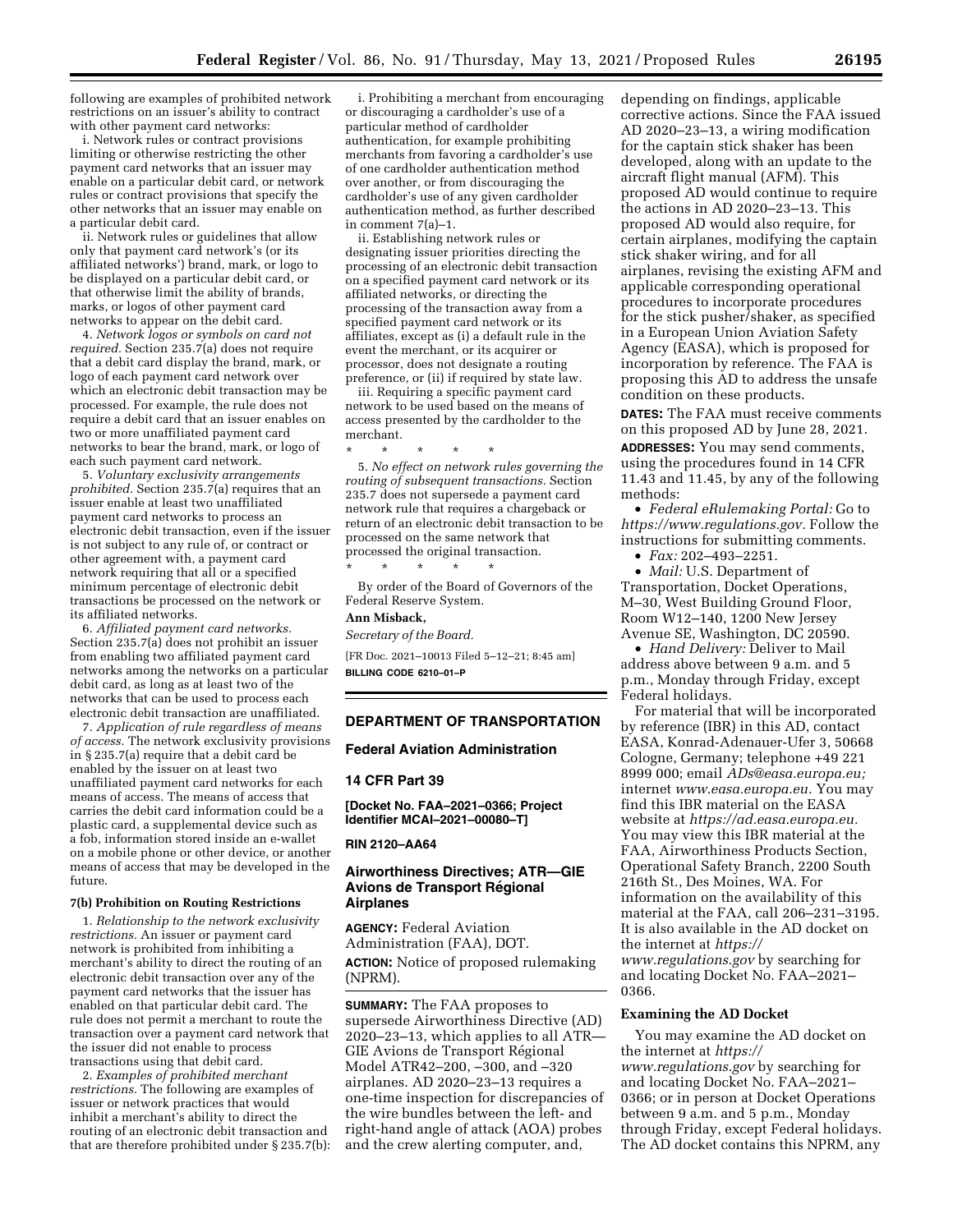following are examples of prohibited network restrictions on an issuer's ability to contract with other payment card networks:

i. Network rules or contract provisions limiting or otherwise restricting the other payment card networks that an issuer may enable on a particular debit card, or network rules or contract provisions that specify the other networks that an issuer may enable on a particular debit card.

ii. Network rules or guidelines that allow only that payment card network's (or its affiliated networks') brand, mark, or logo to be displayed on a particular debit card, or that otherwise limit the ability of brands, marks, or logos of other payment card networks to appear on the debit card.

4. *Network logos or symbols on card not required.* Section 235.7(a) does not require that a debit card display the brand, mark, or logo of each payment card network over which an electronic debit transaction may be processed. For example, the rule does not require a debit card that an issuer enables on two or more unaffiliated payment card networks to bear the brand, mark, or logo of each such payment card network.

5. *Voluntary exclusivity arrangements prohibited.* Section 235.7(a) requires that an issuer enable at least two unaffiliated payment card networks to process an electronic debit transaction, even if the issuer is not subject to any rule of, or contract or other agreement with, a payment card network requiring that all or a specified minimum percentage of electronic debit transactions be processed on the network or its affiliated networks.

6. *Affiliated payment card networks.* Section 235.7(a) does not prohibit an issuer from enabling two affiliated payment card networks among the networks on a particular debit card, as long as at least two of the networks that can be used to process each electronic debit transaction are unaffiliated.

7. *Application of rule regardless of means of access.* The network exclusivity provisions in § 235.7(a) require that a debit card be enabled by the issuer on at least two unaffiliated payment card networks for each means of access. The means of access that carries the debit card information could be a plastic card, a supplemental device such as a fob, information stored inside an e-wallet on a mobile phone or other device, or another means of access that may be developed in the future.

**7(b) Prohibition on Routing Restrictions**

1. *Relationship to the network exclusivity restrictions.* An issuer or payment card network is prohibited from inhibiting a merchant's ability to direct the routing of an electronic debit transaction over any of the payment card networks that the issuer has enabled on that particular debit card. The rule does not permit a merchant to route the transaction over a payment card network that the issuer did not enable to process transactions using that debit card.

2. *Examples of prohibited merchant restrictions.* The following are examples of issuer or network practices that would inhibit a merchant's ability to direct the routing of an electronic debit transaction and that are therefore prohibited under § 235.7(b):

i. Prohibiting a merchant from encouraging or discouraging a cardholder's use of a particular method of cardholder authentication, for example prohibiting merchants from favoring a cardholder's use of one cardholder authentication method over another, or from discouraging the cardholder's use of any given cardholder authentication method, as further described in comment 7(a)–1.

ii. Establishing network rules or designating issuer priorities directing the processing of an electronic debit transaction on a specified payment card network or its affiliated networks, or directing the processing of the transaction away from a specified payment card network or its affiliates, except as (i) a default rule in the event the merchant, or its acquirer or processor, does not designate a routing preference, or (ii) if required by state law.

iii. Requiring a specific payment card network to be used based on the means of access presented by the cardholder to the merchant.

\* \* \* \* \*

5. *No effect on network rules governing the routing of subsequent transactions.* Section 235.7 does not supersede a payment card network rule that requires a chargeback or return of an electronic debit transaction to be processed on the same network that processed the original transaction.

\* \* \* \* \*

By order of the Board of Governors of the Federal Reserve System.

**Ann Misback,**

*Secretary of the Board.*

[FR Doc. 2021–10013 Filed 5–12–21; 8:45 am]

**BILLING CODE 6210–01–P**

## DEPARTMENT OF TRANSPORTATION

### Federal Aviation Administration

### 14 CFR Part 39

**[Docket No. FAA–2021–0366; Project Identifier MCAI–2021–00080–T]**

**RIN 2120–AA64**

## Airworthiness Directives; ATR—GIE Avions de Transport Régional Airplanes

**AGENCY:** Federal Aviation Administration (FAA), DOT.

**ACTION:** Notice of proposed rulemaking (NPRM).

**SUMMARY:** The FAA proposes to supersede Airworthiness Directive (AD) 2020–23–13, which applies to all ATR—GIE Avions de Transport Régional Model ATR42–200, –300, and –320 airplanes. AD 2020–23–13 requires a one-time inspection for discrepancies of the wire bundles between the left- and right-hand angle of attack (AOA) probes and the crew alerting computer, and, depending on findings, applicable corrective actions. Since the FAA issued AD 2020–23–13, a wiring modification for the captain stick shaker has been developed, along with an update to the aircraft flight manual (AFM). This proposed AD would continue to require the actions in AD 2020–23–13. This proposed AD would also require, for certain airplanes, modifying the captain stick shaker wiring, and for all airplanes, revising the existing AFM and applicable corresponding operational procedures to incorporate procedures for the stick pusher/shaker, as specified in a European Union Aviation Safety Agency (EASA), which is proposed for incorporation by reference. The FAA is proposing this AD to address the unsafe condition on these products.

**DATES:** The FAA must receive comments on this proposed AD by June 28, 2021.

**ADDRESSES:** You may send comments, using the procedures found in 14 CFR 11.43 and 11.45, by any of the following methods:

- *Federal eRulemaking Portal:* Go to *https://www.regulations.gov.* Follow the instructions for submitting comments.
- *Fax:* 202–493–2251.
- *Mail:* U.S. Department of Transportation, Docket Operations, M–30, West Building Ground Floor, Room W12–140, 1200 New Jersey Avenue SE, Washington, DC 20590.
- *Hand Delivery:* Deliver to Mail address above between 9 a.m. and 5 p.m., Monday through Friday, except Federal holidays.

For material that will be incorporated by reference (IBR) in this AD, contact EASA, Konrad-Adenauer-Ufer 3, 50668 Cologne, Germany; telephone +49 221 8999 000; email *ADs@easa.europa.eu;* internet *www.easa.europa.eu.* You may find this IBR material on the EASA website at *https://ad.easa.europa.eu.* You may view this IBR material at the FAA, Airworthiness Products Section, Operational Safety Branch, 2200 South 216th St., Des Moines, WA. For information on the availability of this material at the FAA, call 206–231–3195. It is also available in the AD docket on the internet at *https://www.regulations.gov* by searching for and locating Docket No. FAA–2021–0366.

**Examining the AD Docket**

You may examine the AD docket on the internet at *https://www.regulations.gov* by searching for and locating Docket No. FAA–2021–0366; or in person at Docket Operations between 9 a.m. and 5 p.m., Monday through Friday, except Federal holidays. The AD docket contains this NPRM, any